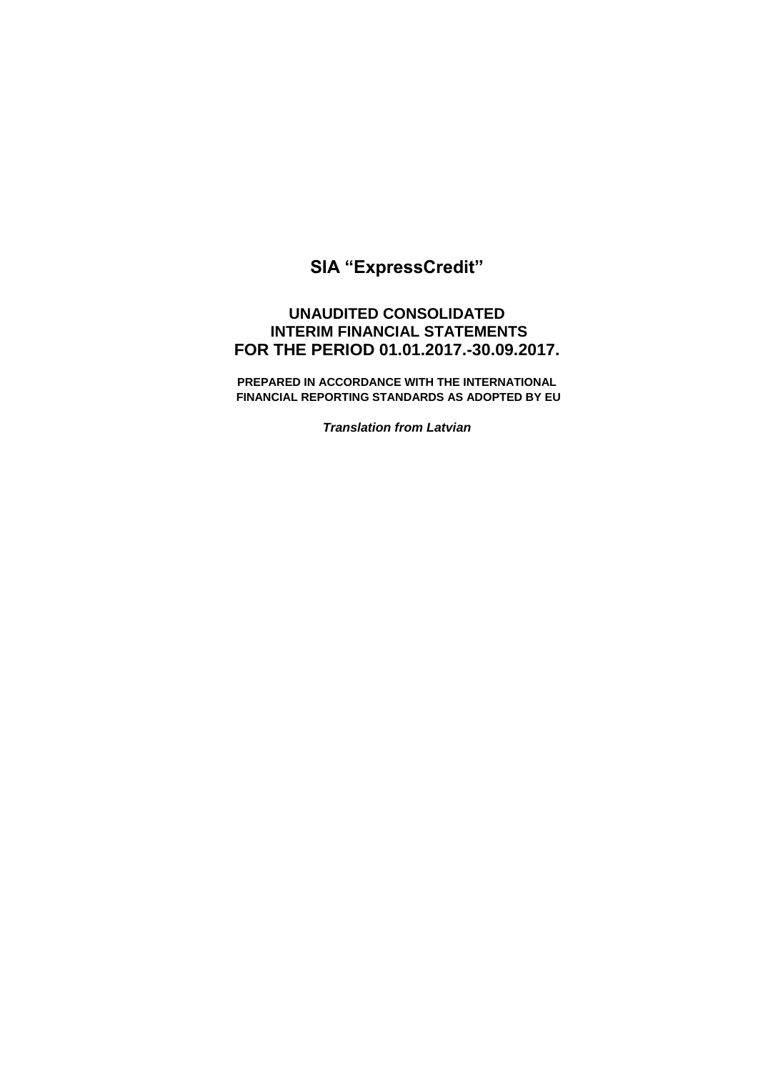# SIA "ExpressCredit"

## UNAUDITED CONSOLIDATED INTERIM FINANCIAL STATEMENTS FOR THE PERIOD 01.01.2017.-30.09.2017.

**PREPARED IN ACCORDANCE WITH THE INTERNATIONAL FINANCIAL REPORTING STANDARDS AS ADOPTED BY EU**

***Translation from Latvian***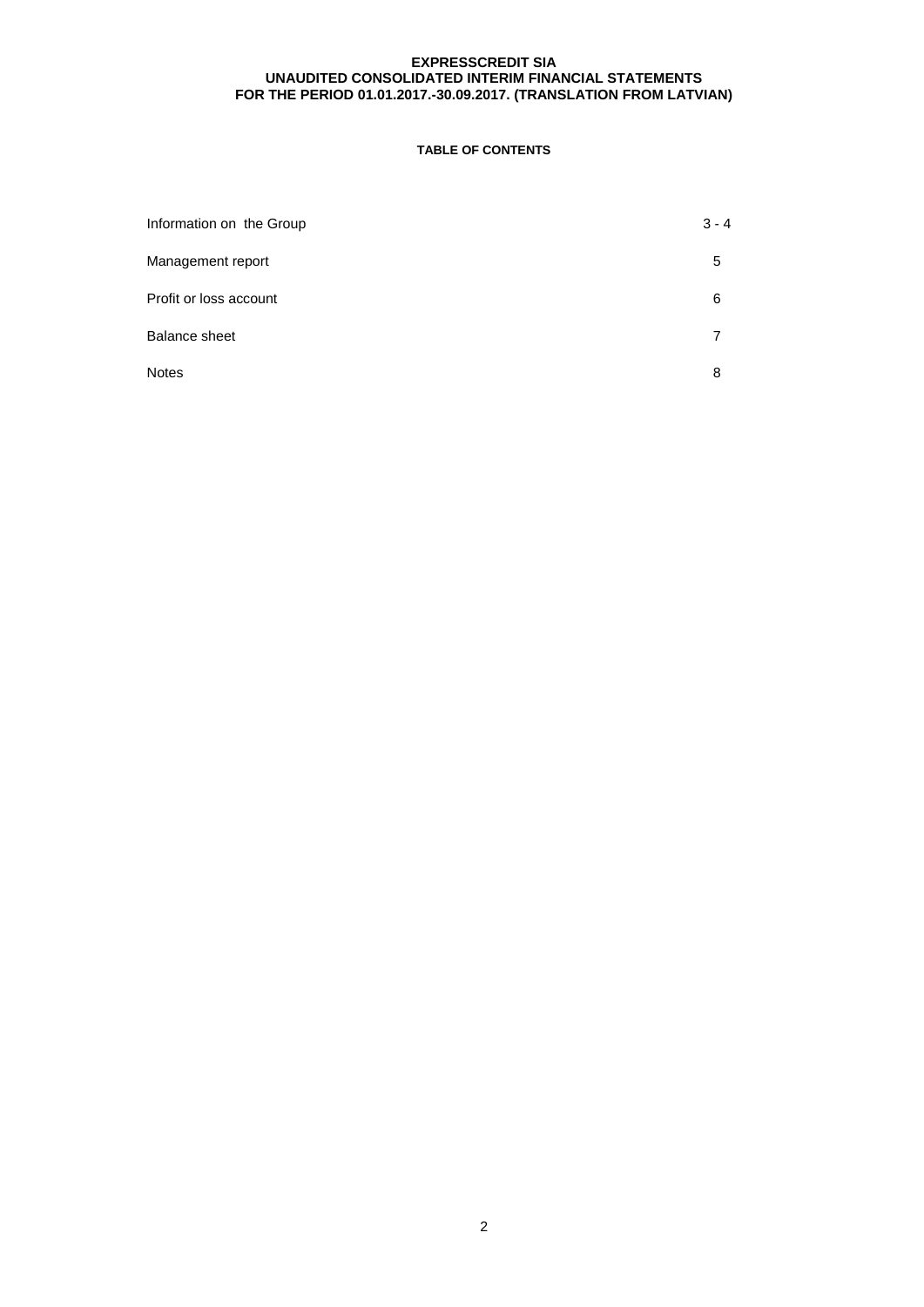# TABLE OF CONTENTS

| | |
|---|---|
| Information on the Group | 3 - 4 |
| Management report | 5 |
| Profit or loss account | 6 |
| Balance sheet | 7 |
| Notes | 8 |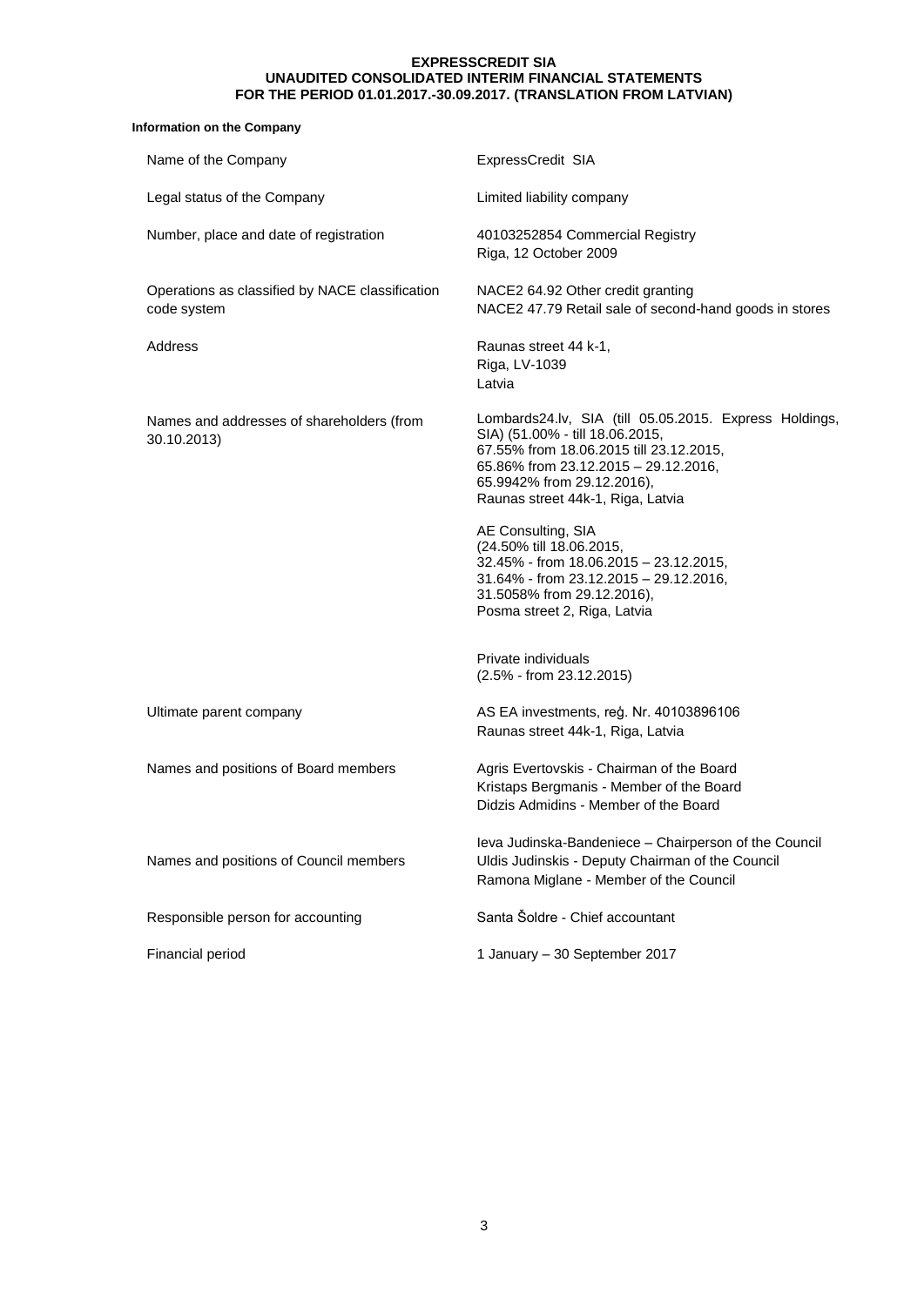**Information on the Company**

| | |
|---|---|
| Name of the Company | ExpressCredit SIA |
| Legal status of the Company | Limited liability company |
| Number, place and date of registration | 40103252854 Commercial Registry<br>Riga, 12 October 2009 |
| Operations as classified by NACE classification code system | NACE2 64.92 Other credit granting<br>NACE2 47.79 Retail sale of second-hand goods in stores |
| Address | Raunas street 44 k-1,<br>Riga, LV-1039<br>Latvia |
| Names and addresses of shareholders (from 30.10.2013) | Lombards24.lv, SIA (till 05.05.2015. Express Holdings, SIA) (51.00% - till 18.06.2015,<br>67.55% from 18.06.2015 till 23.12.2015,<br>65.86% from 23.12.2015 – 29.12.2016,<br>65.9942% from 29.12.2016),<br>Raunas street 44k-1, Riga, Latvia<br><br>AE Consulting, SIA<br>(24.50% till 18.06.2015,<br>32.45% - from 18.06.2015 – 23.12.2015,<br>31.64% - from 23.12.2015 – 29.12.2016,<br>31.5058% from 29.12.2016),<br>Posma street 2, Riga, Latvia<br><br>Private individuals<br>(2.5% - from 23.12.2015) |
| Ultimate parent company | AS EA investments, reģ. Nr. 40103896106<br>Raunas street 44k-1, Riga, Latvia |
| Names and positions of Board members | Agris Evertovskis - Chairman of the Board<br>Kristaps Bergmanis - Member of the Board<br>Didzis Admidins - Member of the Board |
| Names and positions of Council members | Ieva Judinska-Bandeniece – Chairperson of the Council<br>Uldis Judinskis - Deputy Chairman of the Council<br>Ramona Miglane - Member of the Council |
| Responsible person for accounting | Santa Šoldre - Chief accountant |
| Financial period | 1 January – 30 September 2017 |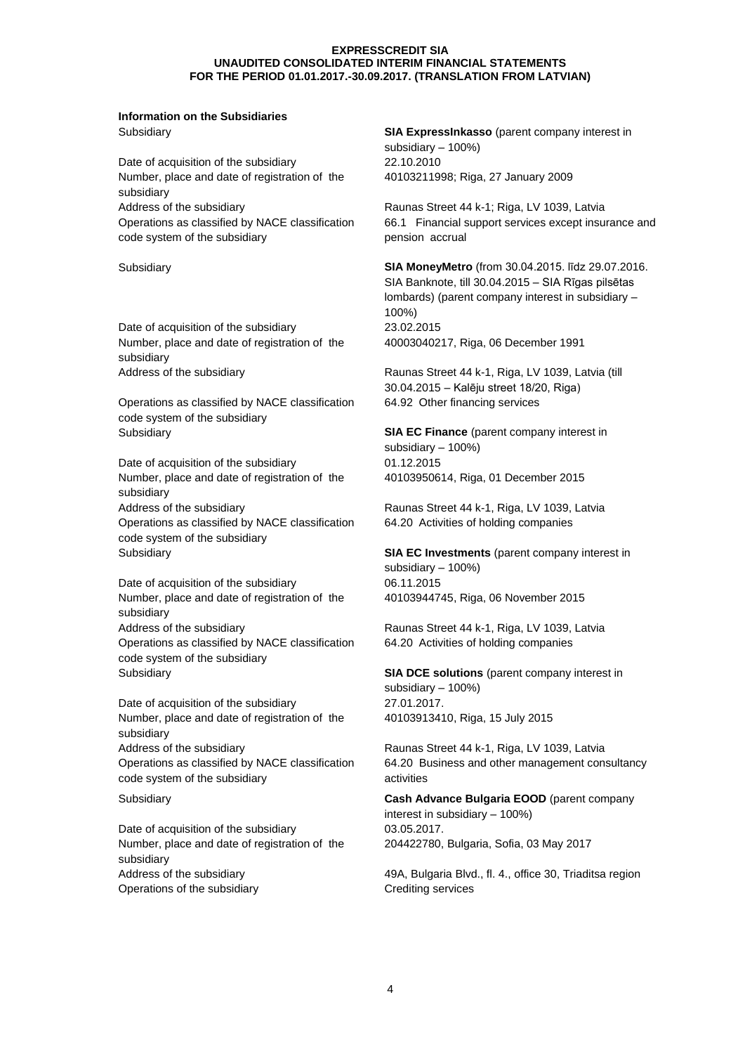**Information on the Subsidiaries**

| | |
|---|---|
| Subsidiary | **SIA ExpressInkasso** (parent company interest in subsidiary – 100%) |
| Date of acquisition of the subsidiary | 22.10.2010 |
| Number, place and date of registration of the subsidiary | 40103211998; Riga, 27 January 2009 |
| Address of the subsidiary | Raunas Street 44 k-1; Riga, LV 1039, Latvia |
| Operations as classified by NACE classification code system of the subsidiary | 66.1 Financial support services except insurance and pension accrual |
| Subsidiary | **SIA MoneyMetro** (from 30.04.2015. līdz 29.07.2016. SIA Banknote, till 30.04.2015 – SIA Rīgas pilsētas lombards) (parent company interest in subsidiary – 100%) |
| Date of acquisition of the subsidiary | 23.02.2015 |
| Number, place and date of registration of the subsidiary | 40003040217, Riga, 06 December 1991 |
| Address of the subsidiary | Raunas Street 44 k-1, Riga, LV 1039, Latvia (till 30.04.2015 – Kalēju street 18/20, Riga) |
| Operations as classified by NACE classification code system of the subsidiary | 64.92 Other financing services |
| Subsidiary | **SIA EC Finance** (parent company interest in subsidiary – 100%) |
| Date of acquisition of the subsidiary | 01.12.2015 |
| Number, place and date of registration of the subsidiary | 40103950614, Riga, 01 December 2015 |
| Address of the subsidiary | Raunas Street 44 k-1, Riga, LV 1039, Latvia |
| Operations as classified by NACE classification code system of the subsidiary | 64.20 Activities of holding companies |
| Subsidiary | **SIA EC Investments** (parent company interest in subsidiary – 100%) |
| Date of acquisition of the subsidiary | 06.11.2015 |
| Number, place and date of registration of the subsidiary | 40103944745, Riga, 06 November 2015 |
| Address of the subsidiary | Raunas Street 44 k-1, Riga, LV 1039, Latvia |
| Operations as classified by NACE classification code system of the subsidiary | 64.20 Activities of holding companies |
| Subsidiary | **SIA DCE solutions** (parent company interest in subsidiary – 100%) |
| Date of acquisition of the subsidiary | 27.01.2017. |
| Number, place and date of registration of the subsidiary | 40103913410, Riga, 15 July 2015 |
| Address of the subsidiary | Raunas Street 44 k-1, Riga, LV 1039, Latvia |
| Operations as classified by NACE classification code system of the subsidiary | 64.20 Business and other management consultancy activities |
| Subsidiary | **Cash Advance Bulgaria EOOD** (parent company interest in subsidiary – 100%) |
| Date of acquisition of the subsidiary | 03.05.2017. |
| Number, place and date of registration of the subsidiary | 204422780, Bulgaria, Sofia, 03 May 2017 |
| Address of the subsidiary | 49A, Bulgaria Blvd., fl. 4., office 30, Triaditsa region |
| Operations of the subsidiary | Crediting services |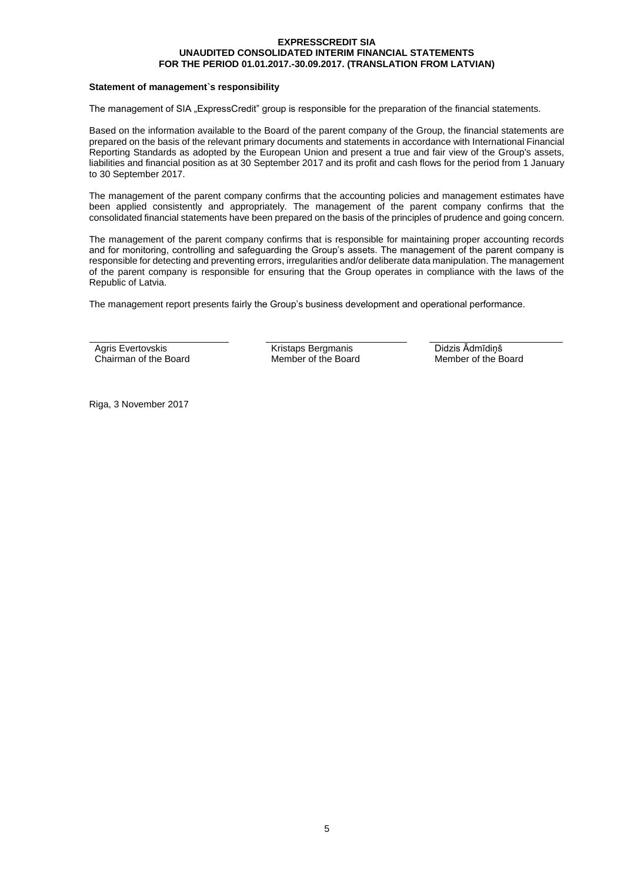**Statement of management`s responsibility**

The management of SIA „ExpressCredit" group is responsible for the preparation of the financial statements.

Based on the information available to the Board of the parent company of the Group, the financial statements are prepared on the basis of the relevant primary documents and statements in accordance with International Financial Reporting Standards as adopted by the European Union and present a true and fair view of the Group's assets, liabilities and financial position as at 30 September 2017 and its profit and cash flows for the period from 1 January to 30 September 2017.

The management of the parent company confirms that the accounting policies and management estimates have been applied consistently and appropriately. The management of the parent company confirms that the consolidated financial statements have been prepared on the basis of the principles of prudence and going concern.

The management of the parent company confirms that is responsible for maintaining proper accounting records and for monitoring, controlling and safeguarding the Group's assets. The management of the parent company is responsible for detecting and preventing errors, irregularities and/or deliberate data manipulation. The management of the parent company is responsible for ensuring that the Group operates in compliance with the laws of the Republic of Latvia.

The management report presents fairly the Group's business development and operational performance.

| Agris Evertovskis | Kristaps Bergmanis | Didzis Ādmīdiņš |
|---|---|---|
| Chairman of the Board | Member of the Board | Member of the Board |

Riga, 3 November 2017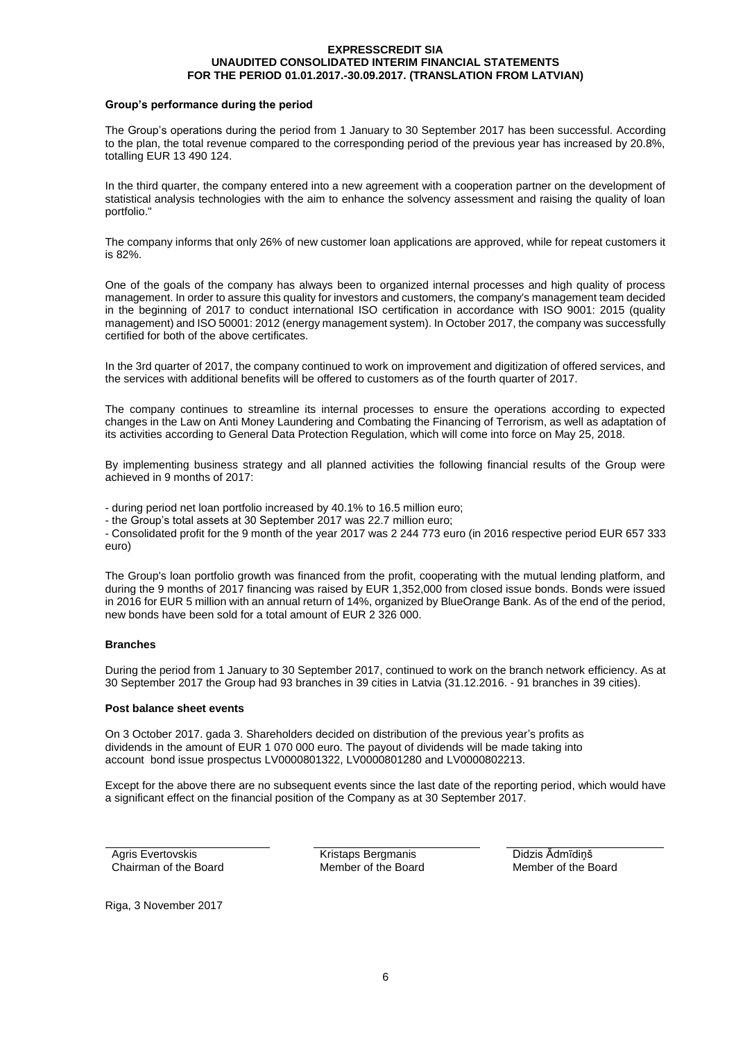### Group's performance during the period

The Group's operations during the period from 1 January to 30 September 2017 has been successful. According to the plan, the total revenue compared to the corresponding period of the previous year has increased by 20.8%, totalling EUR 13 490 124.

In the third quarter, the company entered into a new agreement with a cooperation partner on the development of statistical analysis technologies with the aim to enhance the solvency assessment and raising the quality of loan portfolio."

The company informs that only 26% of new customer loan applications are approved, while for repeat customers it is 82%.

One of the goals of the company has always been to organized internal processes and high quality of process management. In order to assure this quality for investors and customers, the company's management team decided in the beginning of 2017 to conduct international ISO certification in accordance with ISO 9001: 2015 (quality management) and ISO 50001: 2012 (energy management system). In October 2017, the company was successfully certified for both of the above certificates.

In the 3rd quarter of 2017, the company continued to work on improvement and digitization of offered services, and the services with additional benefits will be offered to customers as of the fourth quarter of 2017.

The company continues to streamline its internal processes to ensure the operations according to expected changes in the Law on Anti Money Laundering and Combating the Financing of Terrorism, as well as adaptation of its activities according to General Data Protection Regulation, which will come into force on May 25, 2018.

By implementing business strategy and all planned activities the following financial results of the Group were achieved in 9 months of 2017:

- during period net loan portfolio increased by 40.1% to 16.5 million euro;
- the Group's total assets at 30 September 2017 was 22.7 million euro;
- Consolidated profit for the 9 month of the year 2017 was 2 244 773 euro (in 2016 respective period EUR 657 333 euro)

The Group's loan portfolio growth was financed from the profit, cooperating with the mutual lending platform, and during the 9 months of 2017 financing was raised by EUR 1,352,000 from closed issue bonds. Bonds were issued in 2016 for EUR 5 million with an annual return of 14%, organized by BlueOrange Bank. As of the end of the period, new bonds have been sold for a total amount of EUR 2 326 000.

### Branches

During the period from 1 January to 30 September 2017, continued to work on the branch network efficiency. As at 30 September 2017 the Group had 93 branches in 39 cities in Latvia (31.12.2016. - 91 branches in 39 cities).

### Post balance sheet events

On 3 October 2017. gada 3. Shareholders decided on distribution of the previous year's profits as dividends in the amount of EUR 1 070 000 euro. The payout of dividends will be made taking into account bond issue prospectus LV0000801322, LV0000801280 and LV0000802213.

Except for the above there are no subsequent events since the last date of the reporting period, which would have a significant effect on the financial position of the Company as at 30 September 2017.

| Agris Evertovskis | Kristaps Bergmanis | Didzis Ādmīdiņš |
|---|---|---|
| Chairman of the Board | Member of the Board | Member of the Board |

Riga, 3 November 2017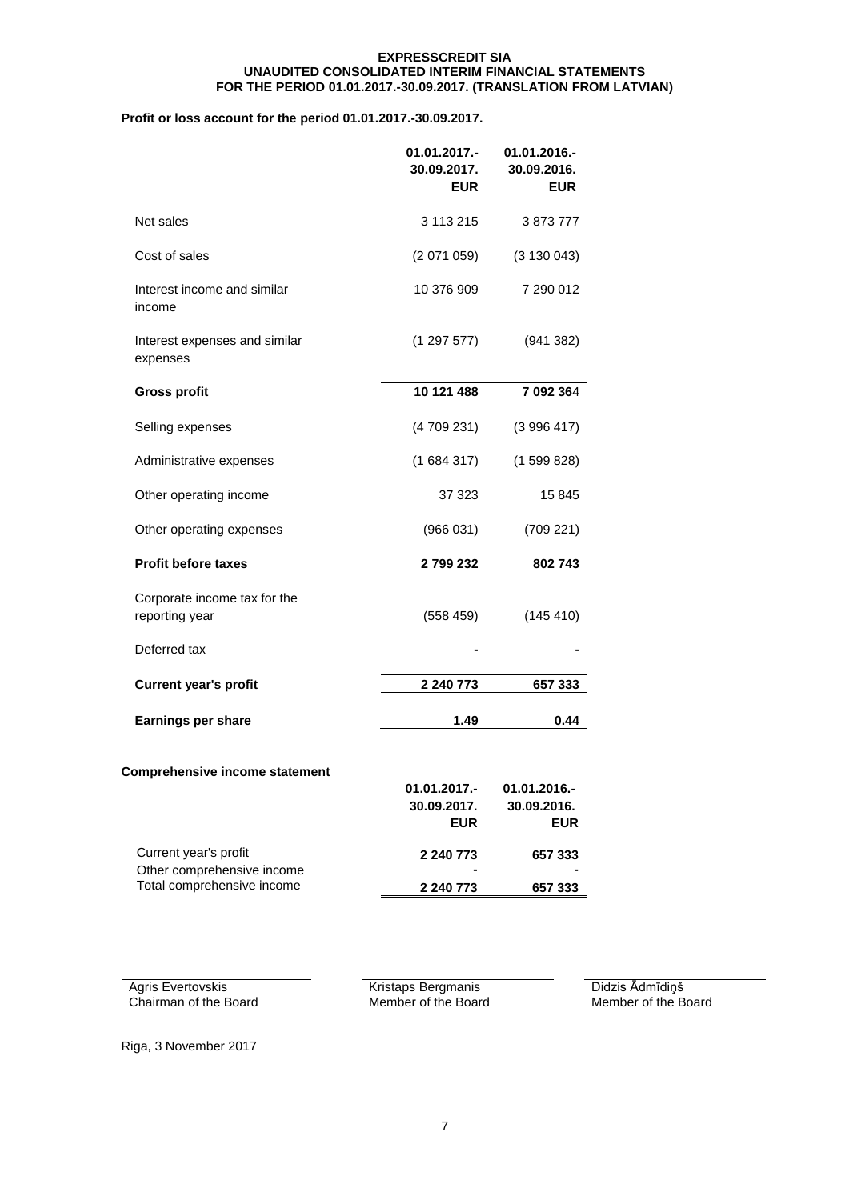**EXPRESSCREDIT SIA**
**UNAUDITED CONSOLIDATED INTERIM FINANCIAL STATEMENTS**
**FOR THE PERIOD 01.01.2017.-30.09.2017. (TRANSLATION FROM LATVIAN)**

**Profit or loss account for the period 01.01.2017.-30.09.2017.**

| | 01.01.2017.- 30.09.2017. EUR | 01.01.2016.- 30.09.2016. EUR |
|---|---|---|
| Net sales | 3 113 215 | 3 873 777 |
| Cost of sales | (2 071 059) | (3 130 043) |
| Interest income and similar income | 10 376 909 | 7 290 012 |
| Interest expenses and similar expenses | (1 297 577) | (941 382) |
| **Gross profit** | **10 121 488** | **7 092 364** |
| Selling expenses | (4 709 231) | (3 996 417) |
| Administrative expenses | (1 684 317) | (1 599 828) |
| Other operating income | 37 323 | 15 845 |
| Other operating expenses | (966 031) | (709 221) |
| **Profit before taxes** | **2 799 232** | **802 743** |
| Corporate income tax for the reporting year | (558 459) | (145 410) |
| Deferred tax | - | - |
| **Current year's profit** | **2 240 773** | **657 333** |
| **Earnings per share** | **1.49** | **0.44** |

**Comprehensive income statement**

| | 01.01.2017.- 30.09.2017. EUR | 01.01.2016.- 30.09.2016. EUR |
|---|---|---|
| Current year's profit | **2 240 773** | **657 333** |
| Other comprehensive income | - | - |
| Total comprehensive income | **2 240 773** | **657 333** |

| | | |
|---|---|---|
| Agris Evertovskis | Kristaps Bergmanis | Didzis Ādmīdiņš |
| Chairman of the Board | Member of the Board | Member of the Board |

Riga, 3 November 2017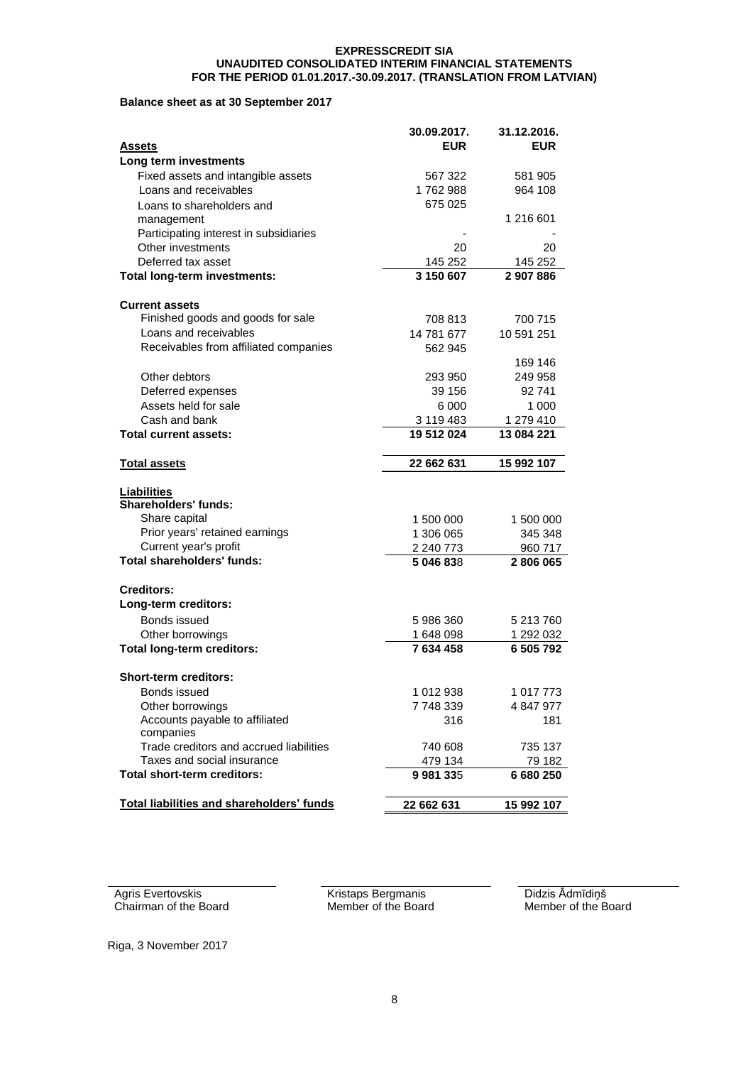**EXPRESSCREDIT SIA**
**UNAUDITED CONSOLIDATED INTERIM FINANCIAL STATEMENTS**
**FOR THE PERIOD 01.01.2017.-30.09.2017. (TRANSLATION FROM LATVIAN)**

**Balance sheet as at 30 September 2017**

| **Assets** | **30.09.2017. EUR** | **31.12.2016. EUR** |
|---|---|---|
| **Long term investments** | | |
| Fixed assets and intangible assets | 567 322 | 581 905 |
| Loans and receivables | 1 762 988 | 964 108 |
| Loans to shareholders and management | 675 025 | 1 216 601 |
| Participating interest in subsidiaries | - | - |
| Other investments | 20 | 20 |
| Deferred tax asset | 145 252 | 145 252 |
| **Total long-term investments:** | **3 150 607** | **2 907 886** |
| **Current assets** | | |
| Finished goods and goods for sale | 708 813 | 700 715 |
| Loans and receivables | 14 781 677 | 10 591 251 |
| Receivables from affiliated companies | 562 945 | 169 146 |
| Other debtors | 293 950 | 249 958 |
| Deferred expenses | 39 156 | 92 741 |
| Assets held for sale | 6 000 | 1 000 |
| Cash and bank | 3 119 483 | 1 279 410 |
| **Total current assets:** | **19 512 024** | **13 084 221** |
| **Total assets** | **22 662 631** | **15 992 107** |
| **Liabilities** | | |
| **Shareholders' funds:** | | |
| Share capital | 1 500 000 | 1 500 000 |
| Prior years' retained earnings | 1 306 065 | 345 348 |
| Current year's profit | 2 240 773 | 960 717 |
| **Total shareholders' funds:** | **5 046 838** | **2 806 065** |
| **Creditors:** | | |
| **Long-term creditors:** | | |
| Bonds issued | 5 986 360 | 5 213 760 |
| Other borrowings | 1 648 098 | 1 292 032 |
| **Total long-term creditors:** | **7 634 458** | **6 505 792** |
| **Short-term creditors:** | | |
| Bonds issued | 1 012 938 | 1 017 773 |
| Other borrowings | 7 748 339 | 4 847 977 |
| Accounts payable to affiliated companies | 316 | 181 |
| Trade creditors and accrued liabilities | 740 608 | 735 137 |
| Taxes and social insurance | 479 134 | 79 182 |
| **Total short-term creditors:** | **9 981 335** | **6 680 250** |
| **Total liabilities and shareholders' funds** | **22 662 631** | **15 992 107** |

Agris Evertovskis
Chairman of the Board

Kristaps Bergmanis
Member of the Board

Didzis Ādmīdiņš
Member of the Board

Riga, 3 November 2017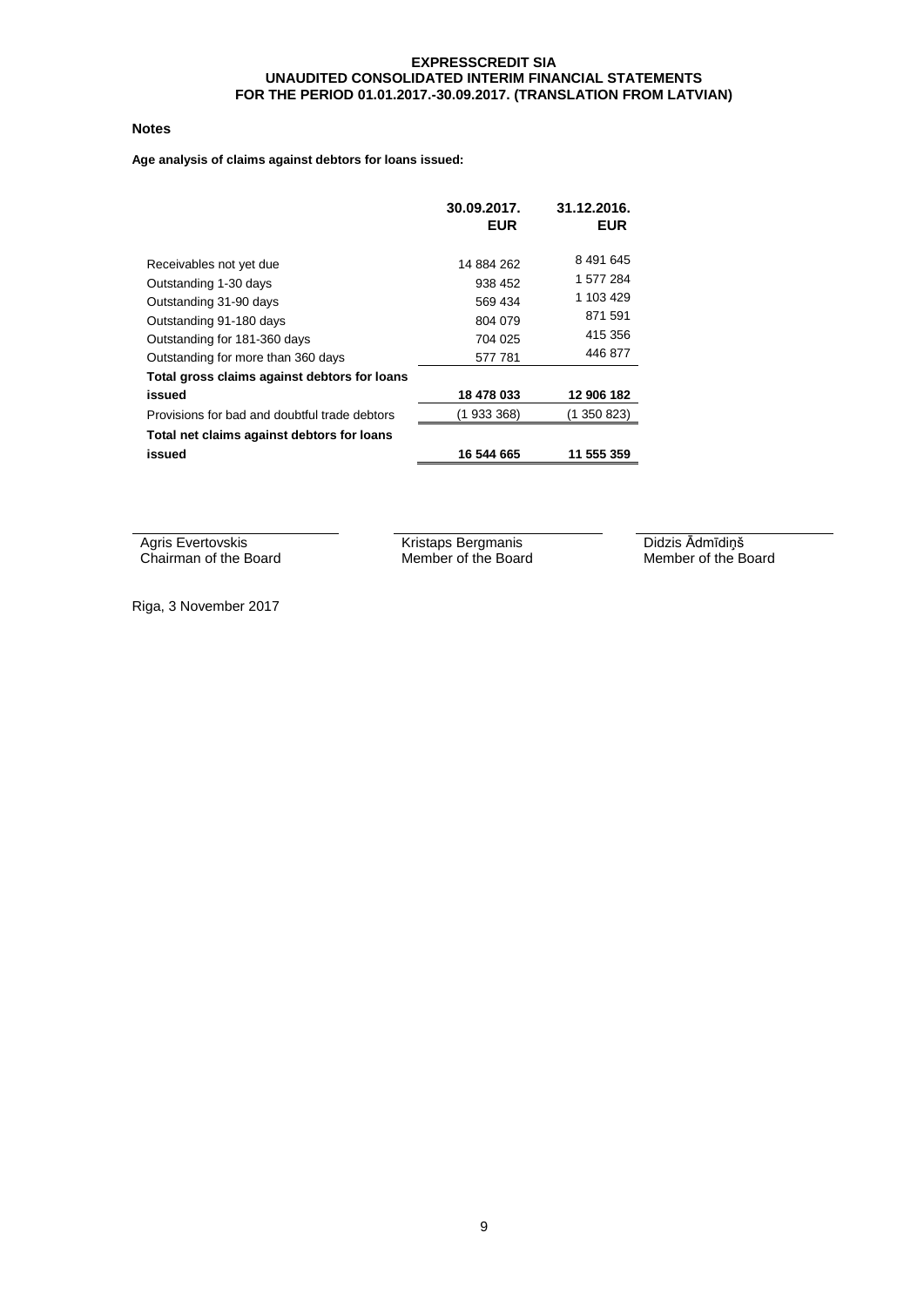## Notes

**Age analysis of claims against debtors for loans issued:**

| | 30.09.2017. EUR | 31.12.2016. EUR |
|---|---|---|
| Receivables not yet due | 14 884 262 | 8 491 645 |
| Outstanding 1-30 days | 938 452 | 1 577 284 |
| Outstanding 31-90 days | 569 434 | 1 103 429 |
| Outstanding 91-180 days | 804 079 | 871 591 |
| Outstanding for 181-360 days | 704 025 | 415 356 |
| Outstanding for more than 360 days | 577 781 | 446 877 |
| **Total gross claims against debtors for loans issued** | **18 478 033** | **12 906 182** |
| Provisions for bad and doubtful trade debtors | (1 933 368) | (1 350 823) |
| **Total net claims against debtors for loans issued** | **16 544 665** | **11 555 359** |

Agris Evertovskis
Chairman of the Board

Kristaps Bergmanis
Member of the Board

Didzis Ādmīdiņš
Member of the Board

Riga, 3 November 2017